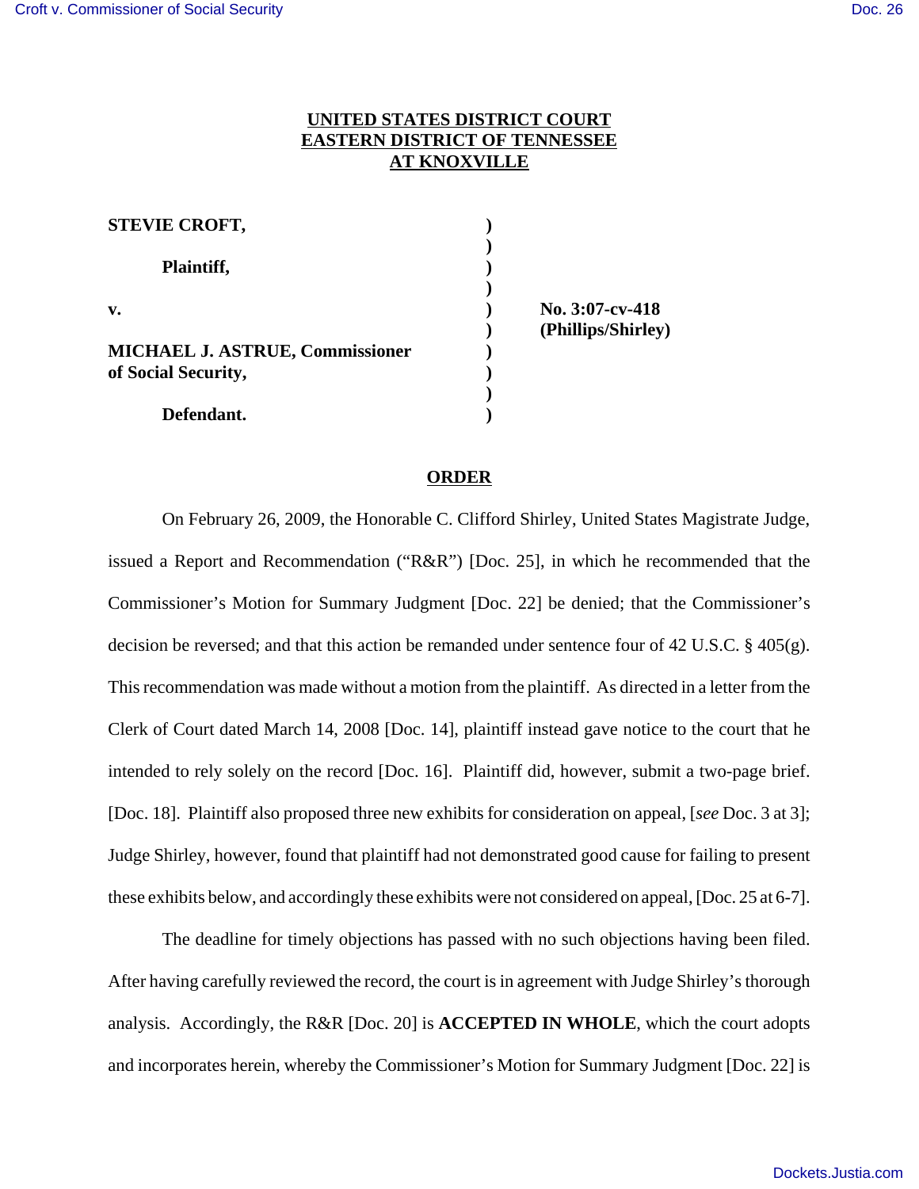**UNITED STATES DISTRICT COURT**
**EASTERN DISTRICT OF TENNESSEE**
**AT KNOXVILLE**

| | | |
|---|---|---|
| **STEVIE CROFT,** | ) | |
| | ) | |
| **Plaintiff,** | ) | |
| | ) | |
| **v.** | ) | **No. 3:07-cv-418** |
| | ) | **(Phillips/Shirley)** |
| **MICHAEL J. ASTRUE, Commissioner of Social Security,** | ) | |
| | ) | |
| | ) | |
| **Defendant.** | ) | |

## ORDER

On February 26, 2009, the Honorable C. Clifford Shirley, United States Magistrate Judge, issued a Report and Recommendation ("R&R") [Doc. 25], in which he recommended that the Commissioner's Motion for Summary Judgment [Doc. 22] be denied; that the Commissioner's decision be reversed; and that this action be remanded under sentence four of 42 U.S.C. § 405(g). This recommendation was made without a motion from the plaintiff. As directed in a letter from the Clerk of Court dated March 14, 2008 [Doc. 14], plaintiff instead gave notice to the court that he intended to rely solely on the record [Doc. 16]. Plaintiff did, however, submit a two-page brief. [Doc. 18]. Plaintiff also proposed three new exhibits for consideration on appeal, [*see* Doc. 3 at 3]; Judge Shirley, however, found that plaintiff had not demonstrated good cause for failing to present these exhibits below, and accordingly these exhibits were not considered on appeal, [Doc. 25 at 6-7].

The deadline for timely objections has passed with no such objections having been filed. After having carefully reviewed the record, the court is in agreement with Judge Shirley's thorough analysis. Accordingly, the R&R [Doc. 20] is **ACCEPTED IN WHOLE**, which the court adopts and incorporates herein, whereby the Commissioner's Motion for Summary Judgment [Doc. 22] is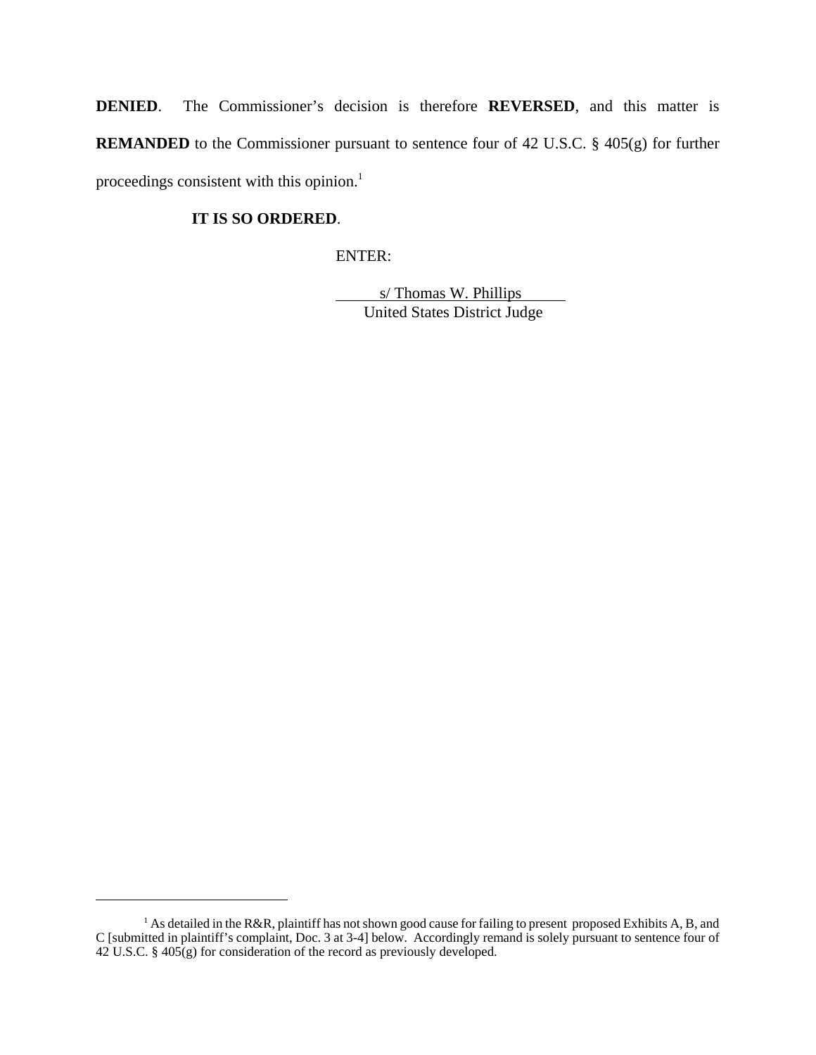**DENIED**. The Commissioner's decision is therefore **REVERSED**, and this matter is **REMANDED** to the Commissioner pursuant to sentence four of 42 U.S.C. § 405(g) for further proceedings consistent with this opinion.[1]

**IT IS SO ORDERED**.

ENTER:

s/ Thomas W. Phillips
United States District Judge

---

[1] As detailed in the R&R, plaintiff has not shown good cause for failing to present proposed Exhibits A, B, and C [submitted in plaintiff's complaint, Doc. 3 at 3-4] below. Accordingly remand is solely pursuant to sentence four of 42 U.S.C. § 405(g) for consideration of the record as previously developed.